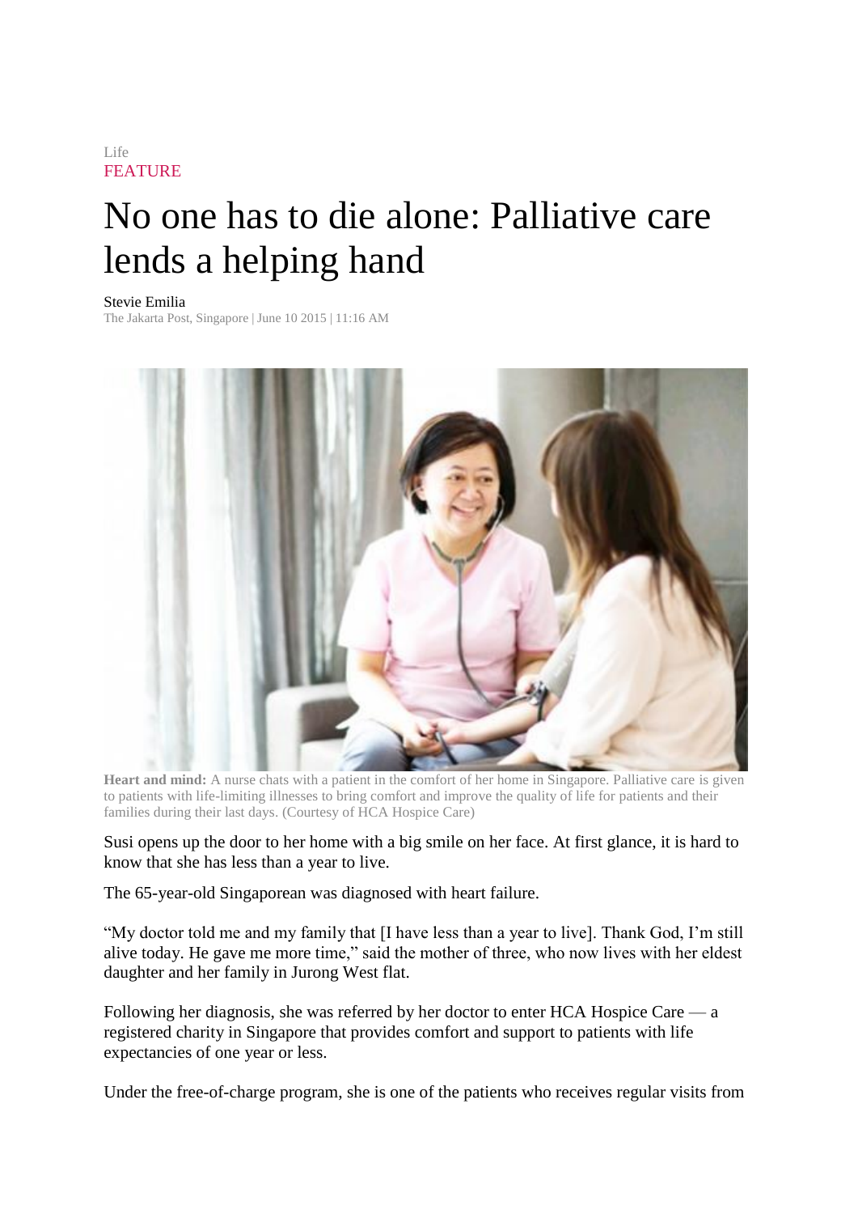Life

FEATURE

# No one has to die alone: Palliative care lends a helping hand

Stevie Emilia

The Jakarta Post, Singapore | June 10 2015 | 11:16 AM

**Heart and mind:** A nurse chats with a patient in the comfort of her home in Singapore. Palliative care is given to patients with life-limiting illnesses to bring comfort and improve the quality of life for patients and their families during their last days. (Courtesy of HCA Hospice Care)

Susi opens up the door to her home with a big smile on her face. At first glance, it is hard to know that she has less than a year to live.

The 65-year-old Singaporean was diagnosed with heart failure.

"My doctor told me and my family that [I have less than a year to live]. Thank God, I'm still alive today. He gave me more time," said the mother of three, who now lives with her eldest daughter and her family in Jurong West flat.

Following her diagnosis, she was referred by her doctor to enter HCA Hospice Care — a registered charity in Singapore that provides comfort and support to patients with life expectancies of one year or less.

Under the free-of-charge program, she is one of the patients who receives regular visits from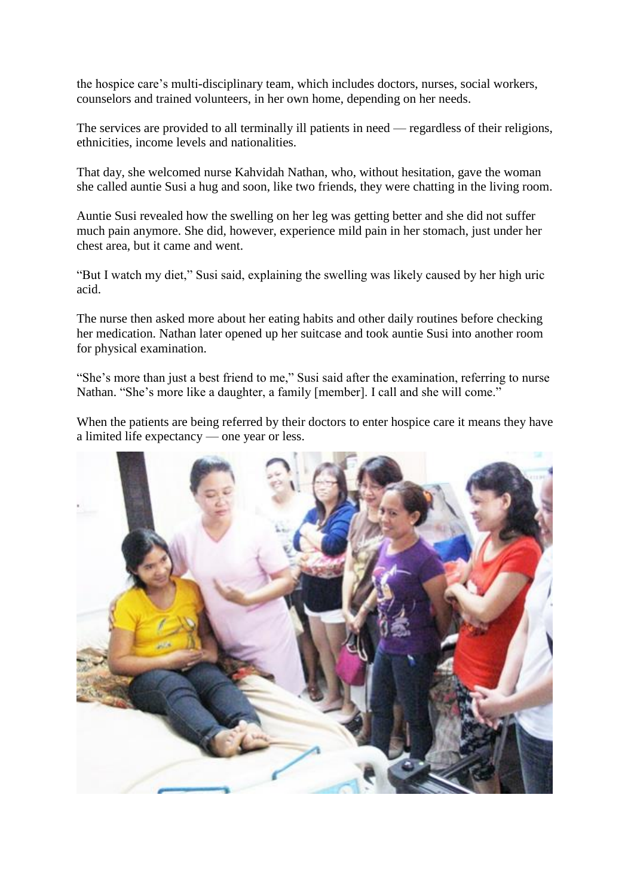the hospice care's multi-disciplinary team, which includes doctors, nurses, social workers, counselors and trained volunteers, in her own home, depending on her needs.

The services are provided to all terminally ill patients in need — regardless of their religions, ethnicities, income levels and nationalities.

That day, she welcomed nurse Kahvidah Nathan, who, without hesitation, gave the woman she called auntie Susi a hug and soon, like two friends, they were chatting in the living room.

Auntie Susi revealed how the swelling on her leg was getting better and she did not suffer much pain anymore. She did, however, experience mild pain in her stomach, just under her chest area, but it came and went.

"But I watch my diet," Susi said, explaining the swelling was likely caused by her high uric acid.

The nurse then asked more about her eating habits and other daily routines before checking her medication. Nathan later opened up her suitcase and took auntie Susi into another room for physical examination.

"She's more than just a best friend to me," Susi said after the examination, referring to nurse Nathan. "She's more like a daughter, a family [member]. I call and she will come."

When the patients are being referred by their doctors to enter hospice care it means they have a limited life expectancy — one year or less.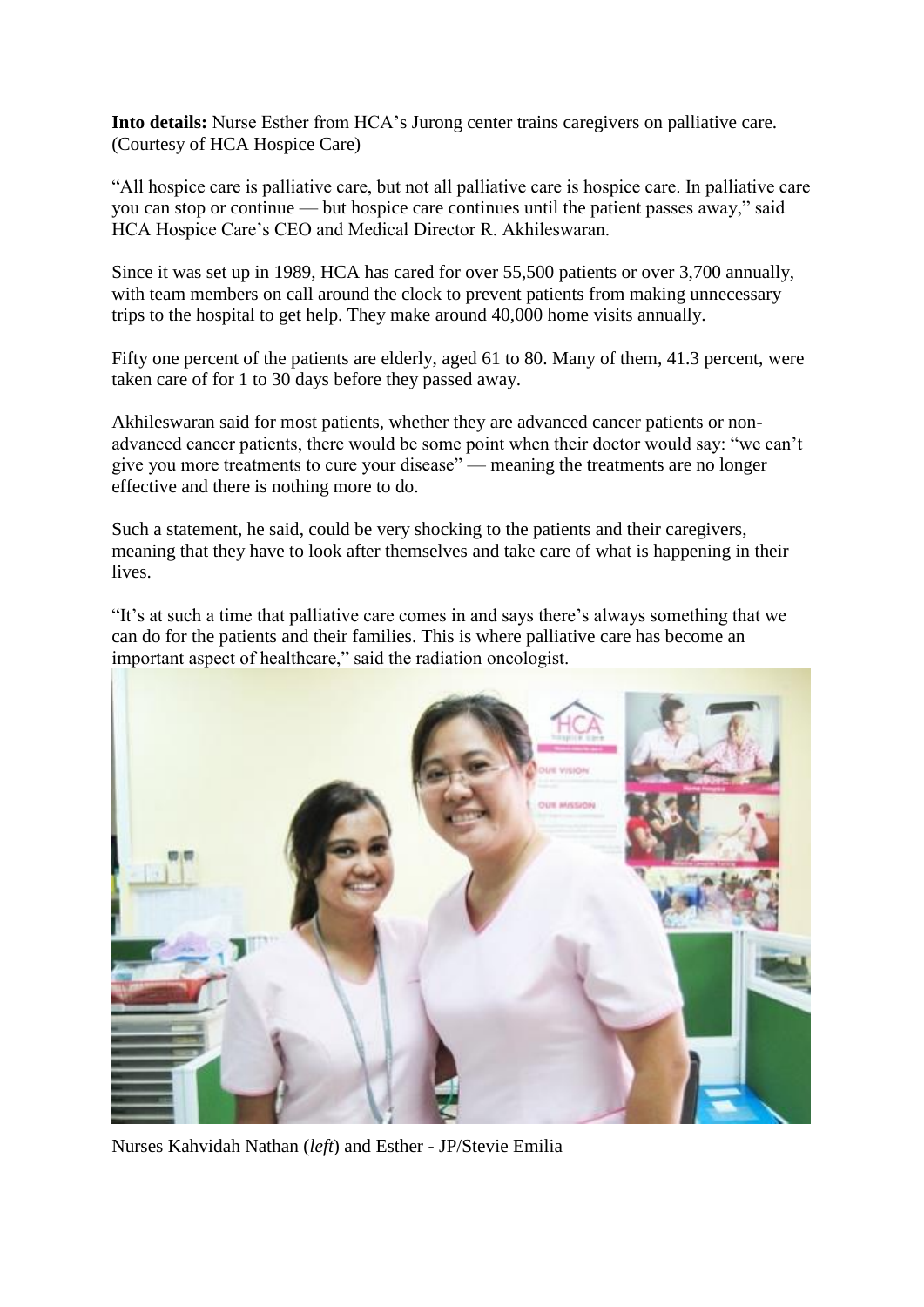**Into details:** Nurse Esther from HCA's Jurong center trains caregivers on palliative care. (Courtesy of HCA Hospice Care)

"All hospice care is palliative care, but not all palliative care is hospice care. In palliative care you can stop or continue — but hospice care continues until the patient passes away," said HCA Hospice Care's CEO and Medical Director R. Akhileswaran.

Since it was set up in 1989, HCA has cared for over 55,500 patients or over 3,700 annually, with team members on call around the clock to prevent patients from making unnecessary trips to the hospital to get help. They make around 40,000 home visits annually.

Fifty one percent of the patients are elderly, aged 61 to 80. Many of them, 41.3 percent, were taken care of for 1 to 30 days before they passed away.

Akhileswaran said for most patients, whether they are advanced cancer patients or non-advanced cancer patients, there would be some point when their doctor would say: "we can't give you more treatments to cure your disease" — meaning the treatments are no longer effective and there is nothing more to do.

Such a statement, he said, could be very shocking to the patients and their caregivers, meaning that they have to look after themselves and take care of what is happening in their lives.

"It's at such a time that palliative care comes in and says there's always something that we can do for the patients and their families. This is where palliative care has become an important aspect of healthcare," said the radiation oncologist.

Nurses Kahvidah Nathan (*left*) and Esther - JP/Stevie Emilia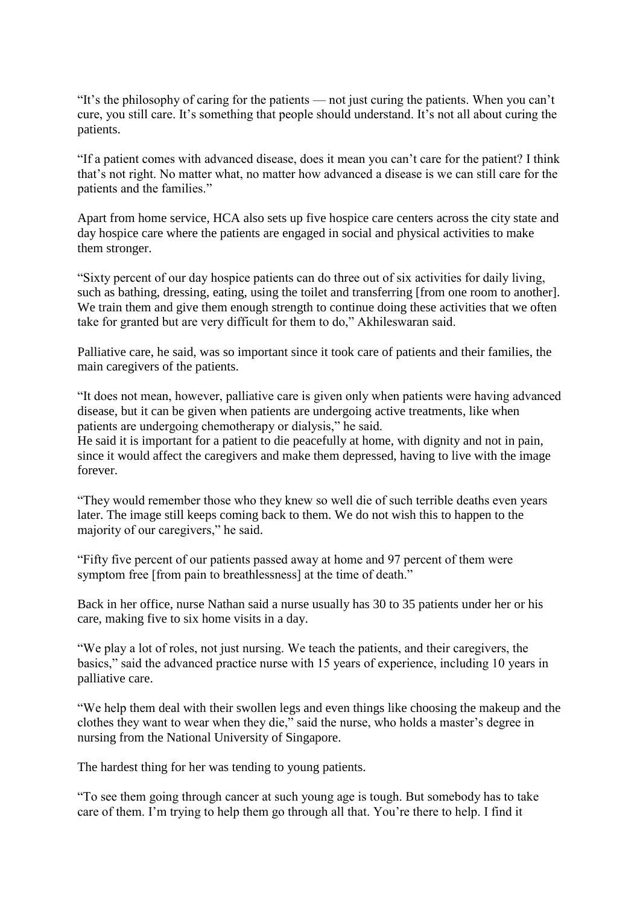"It's the philosophy of caring for the patients — not just curing the patients. When you can't cure, you still care. It's something that people should understand. It's not all about curing the patients.

"If a patient comes with advanced disease, does it mean you can't care for the patient? I think that's not right. No matter what, no matter how advanced a disease is we can still care for the patients and the families."

Apart from home service, HCA also sets up five hospice care centers across the city state and day hospice care where the patients are engaged in social and physical activities to make them stronger.

"Sixty percent of our day hospice patients can do three out of six activities for daily living, such as bathing, dressing, eating, using the toilet and transferring [from one room to another]. We train them and give them enough strength to continue doing these activities that we often take for granted but are very difficult for them to do," Akhileswaran said.

Palliative care, he said, was so important since it took care of patients and their families, the main caregivers of the patients.

"It does not mean, however, palliative care is given only when patients were having advanced disease, but it can be given when patients are undergoing active treatments, like when patients are undergoing chemotherapy or dialysis," he said.
He said it is important for a patient to die peacefully at home, with dignity and not in pain, since it would affect the caregivers and make them depressed, having to live with the image forever.

"They would remember those who they knew so well die of such terrible deaths even years later. The image still keeps coming back to them. We do not wish this to happen to the majority of our caregivers," he said.

"Fifty five percent of our patients passed away at home and 97 percent of them were symptom free [from pain to breathlessness] at the time of death."

Back in her office, nurse Nathan said a nurse usually has 30 to 35 patients under her or his care, making five to six home visits in a day.

"We play a lot of roles, not just nursing. We teach the patients, and their caregivers, the basics," said the advanced practice nurse with 15 years of experience, including 10 years in palliative care.

"We help them deal with their swollen legs and even things like choosing the makeup and the clothes they want to wear when they die," said the nurse, who holds a master's degree in nursing from the National University of Singapore.

The hardest thing for her was tending to young patients.

"To see them going through cancer at such young age is tough. But somebody has to take care of them. I'm trying to help them go through all that. You're there to help. I find it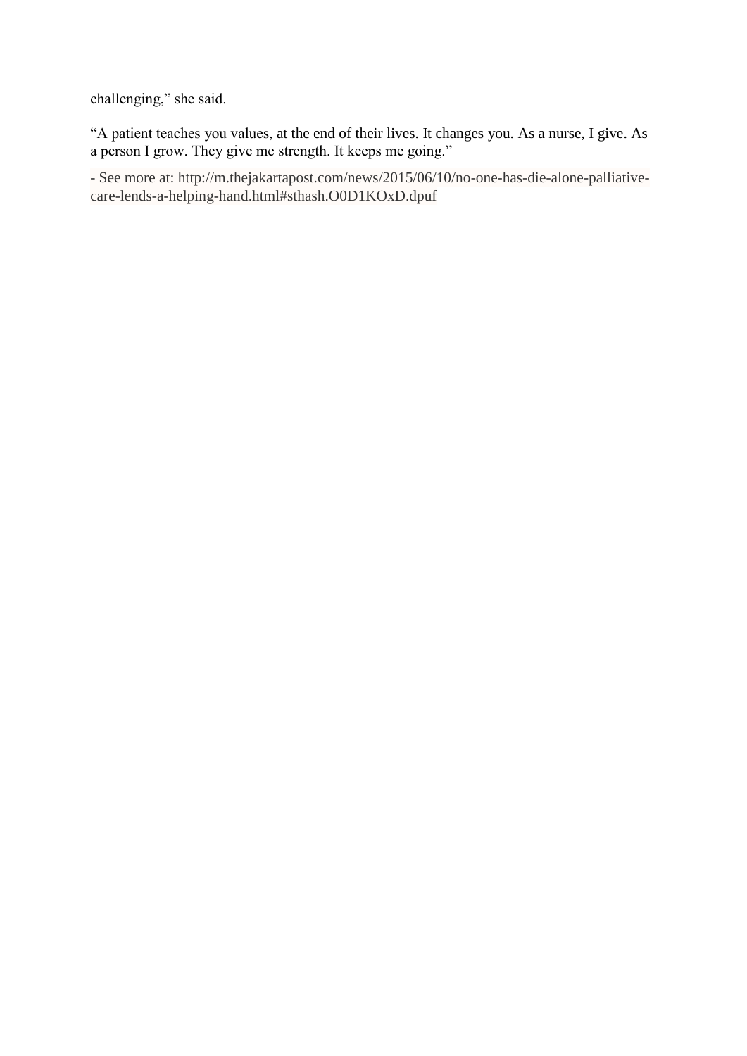challenging," she said.

"A patient teaches you values, at the end of their lives. It changes you. As a nurse, I give. As a person I grow. They give me strength. It keeps me going."

- See more at: http://m.thejakartapost.com/news/2015/06/10/no-one-has-die-alone-palliative-care-lends-a-helping-hand.html#sthash.O0D1KOxD.dpuf